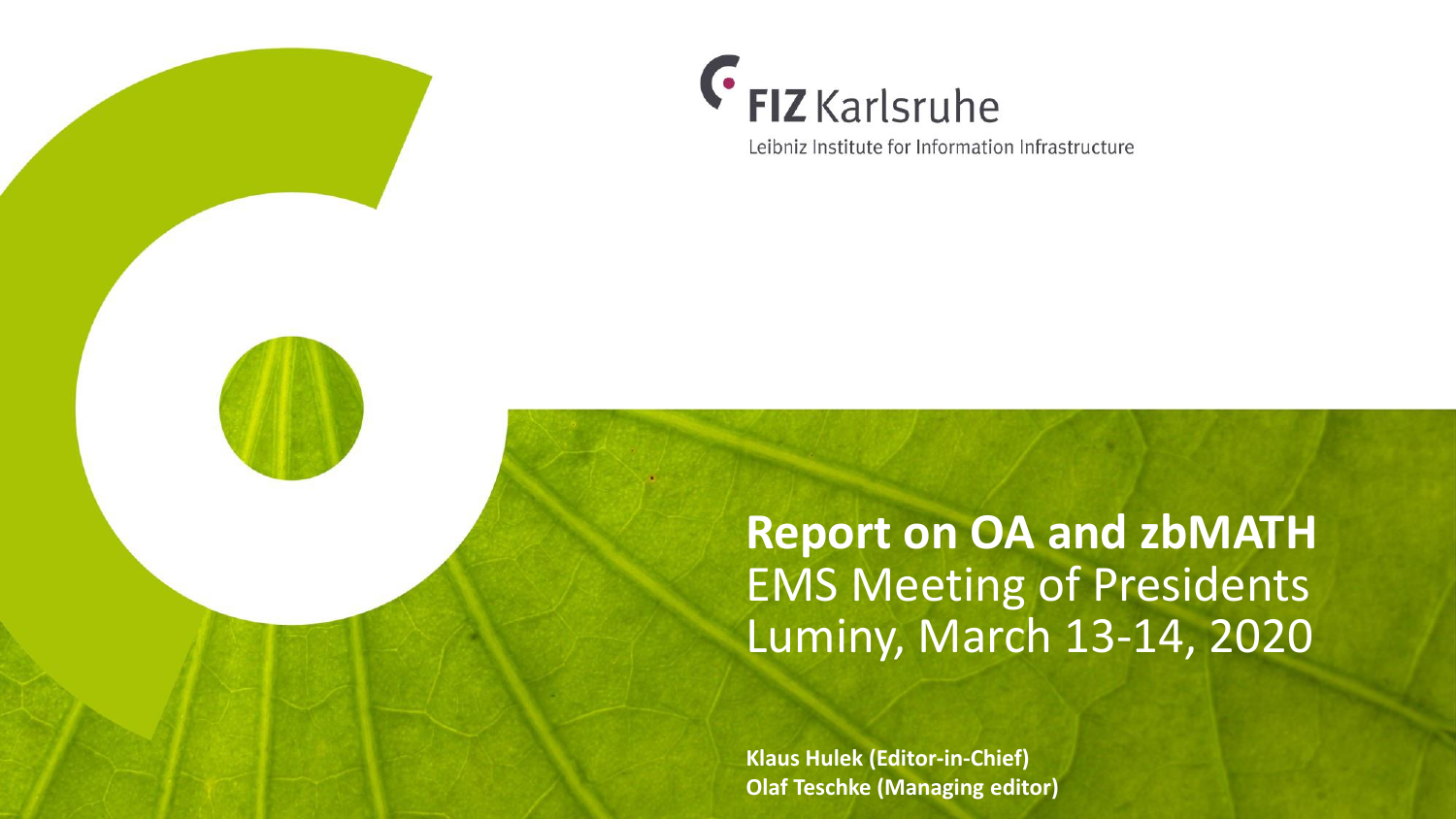FIZ Karlsruhe

Leibniz Institute for Information Infrastructure

# Report on OA and zbMATH

EMS Meeting of Presidents

Luminy, March 13-14, 2020

**Klaus Hulek (Editor-in-Chief)**

**Olaf Teschke (Managing editor)**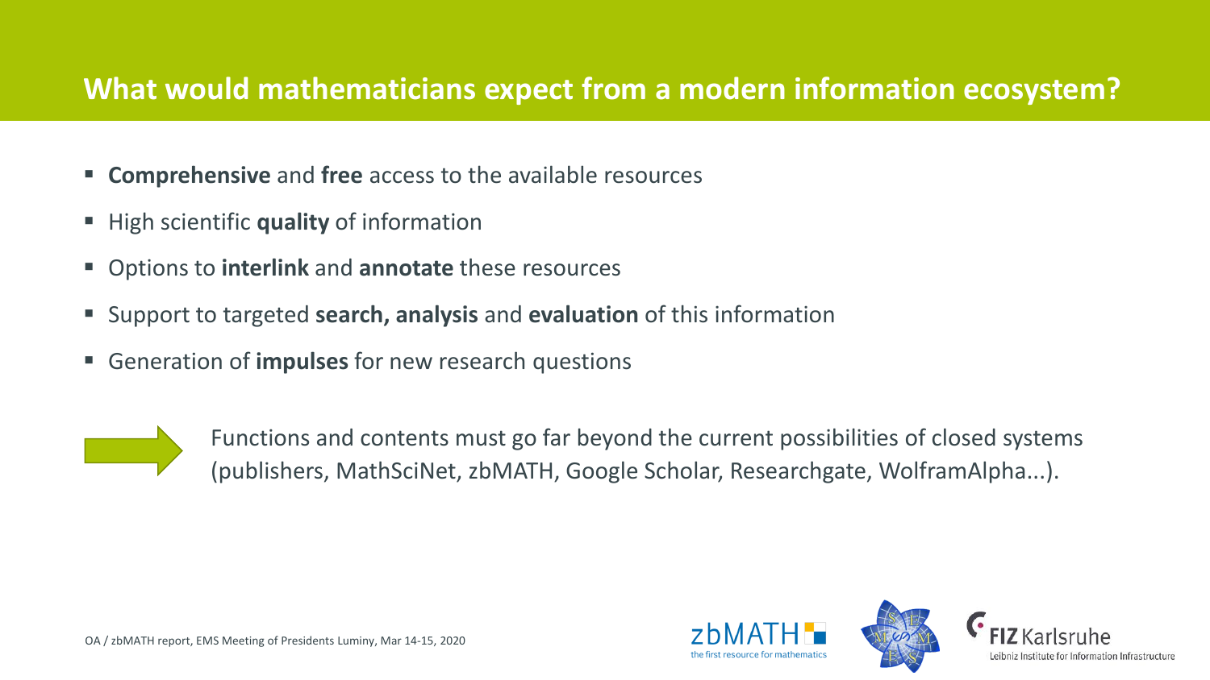## What would mathematicians expect from a modern information ecosystem?

- **Comprehensive** and **free** access to the available resources
- High scientific **quality** of information
- Options to **interlink** and **annotate** these resources
- Support to targeted **search, analysis** and **evaluation** of this information
- Generation of **impulses** for new research questions

→ Functions and contents must go far beyond the current possibilities of closed systems (publishers, MathSciNet, zbMATH, Google Scholar, Researchgate, WolframAlpha...).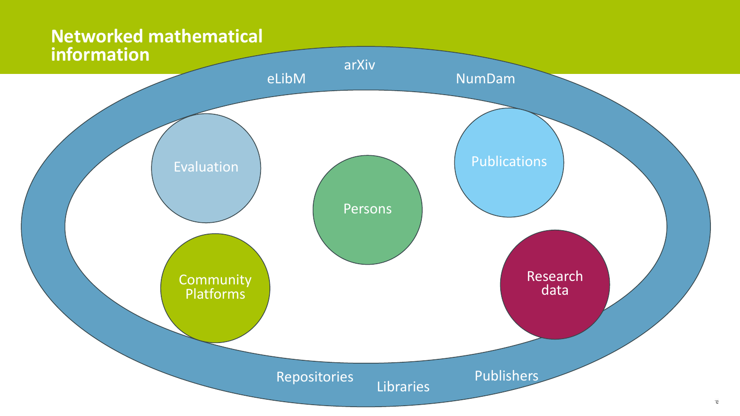# Networked mathematical information

arXiv

eLibM

NumDam

Evaluation

Persons

Publications

Community Platforms

Research data

Repositories

Libraries

Publishers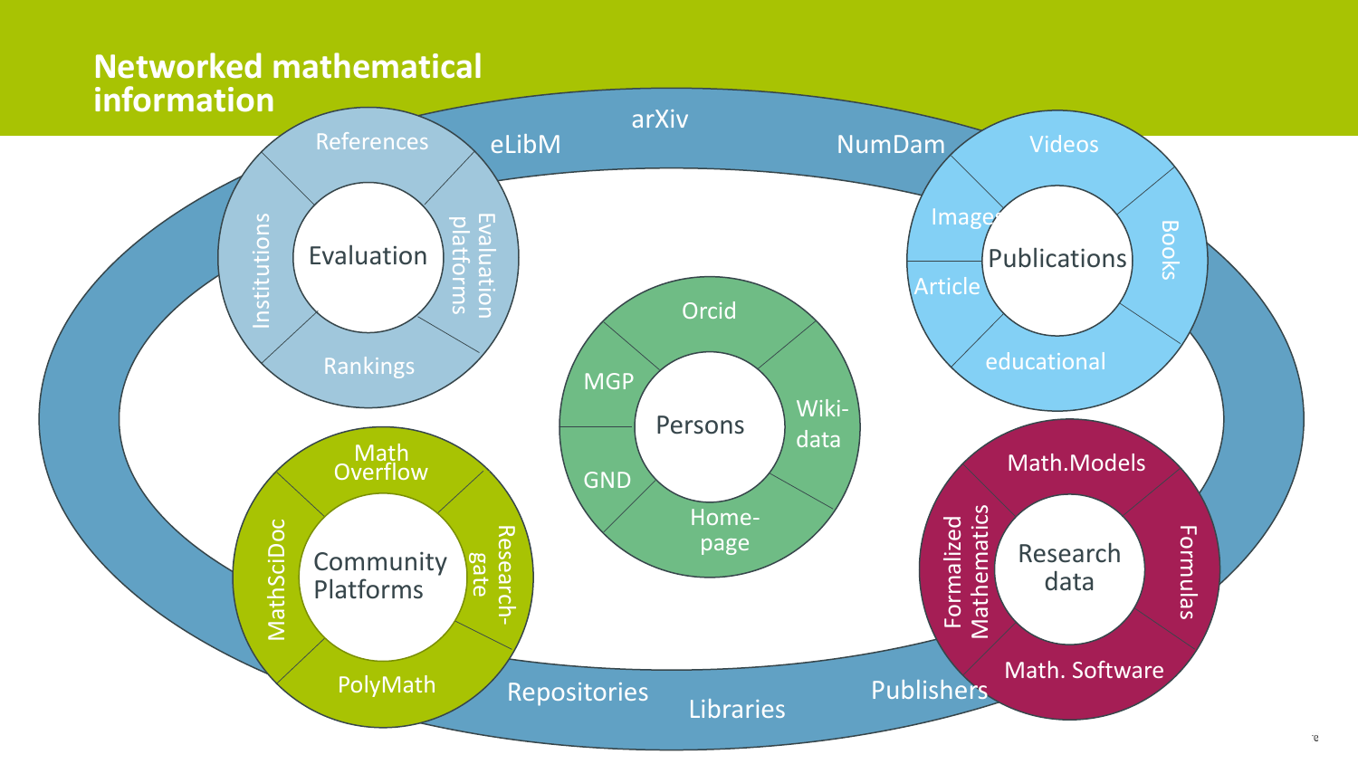# Networked mathematical information

arXiv · eLibM · NumDam · Repositories · Libraries · Publishers

**Evaluation**
- References
- Evaluation platforms
- Rankings
- Institutions

**Publications**
- Videos
- Books
- educational
- Article
- Images

**Persons**
- Orcid
- Wiki-data
- Home-page
- GND
- MGP

**Community Platforms**
- Math Overflow
- Research-gate
- PolyMath
- MathSciDoc

**Research data**
- Math.Models
- Formulas
- Math. Software
- Formalized Mathematics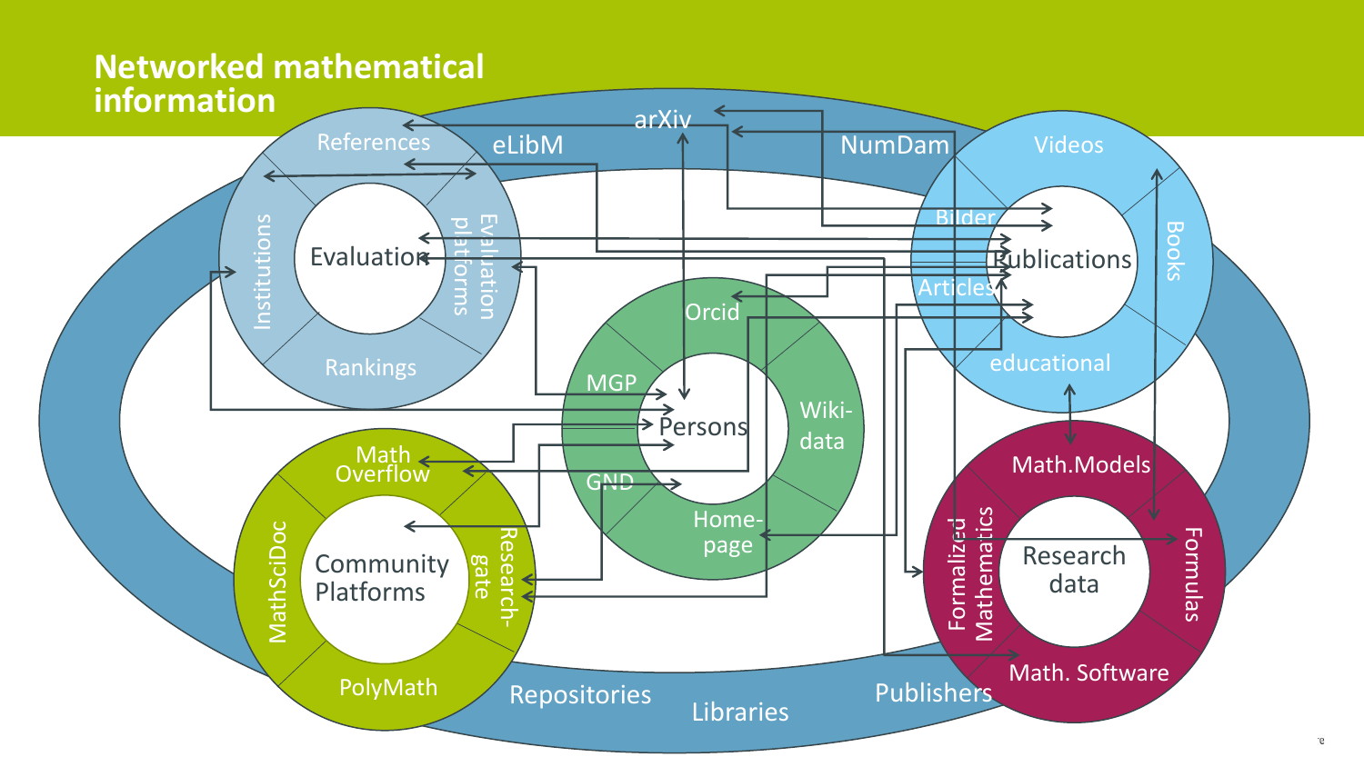# Networked mathematical information

- References
- eLibM
- arXiv
- NumDam
- Videos
- Institutions
- Evaluation
- Evaluation platforms
- Rankings
- Bilder
- Publications
- Articles
- Books
- educational
- Orcid
- MGP
- Persons
- Wiki-data
- GND
- Home-page
- Math Overflow
- MathSciDoc
- Community Platforms
- Research-gate
- PolyMath
- Math.Models
- Formalized Mathematics
- Research data
- Formulas
- Math. Software
- Repositories
- Libraries
- Publishers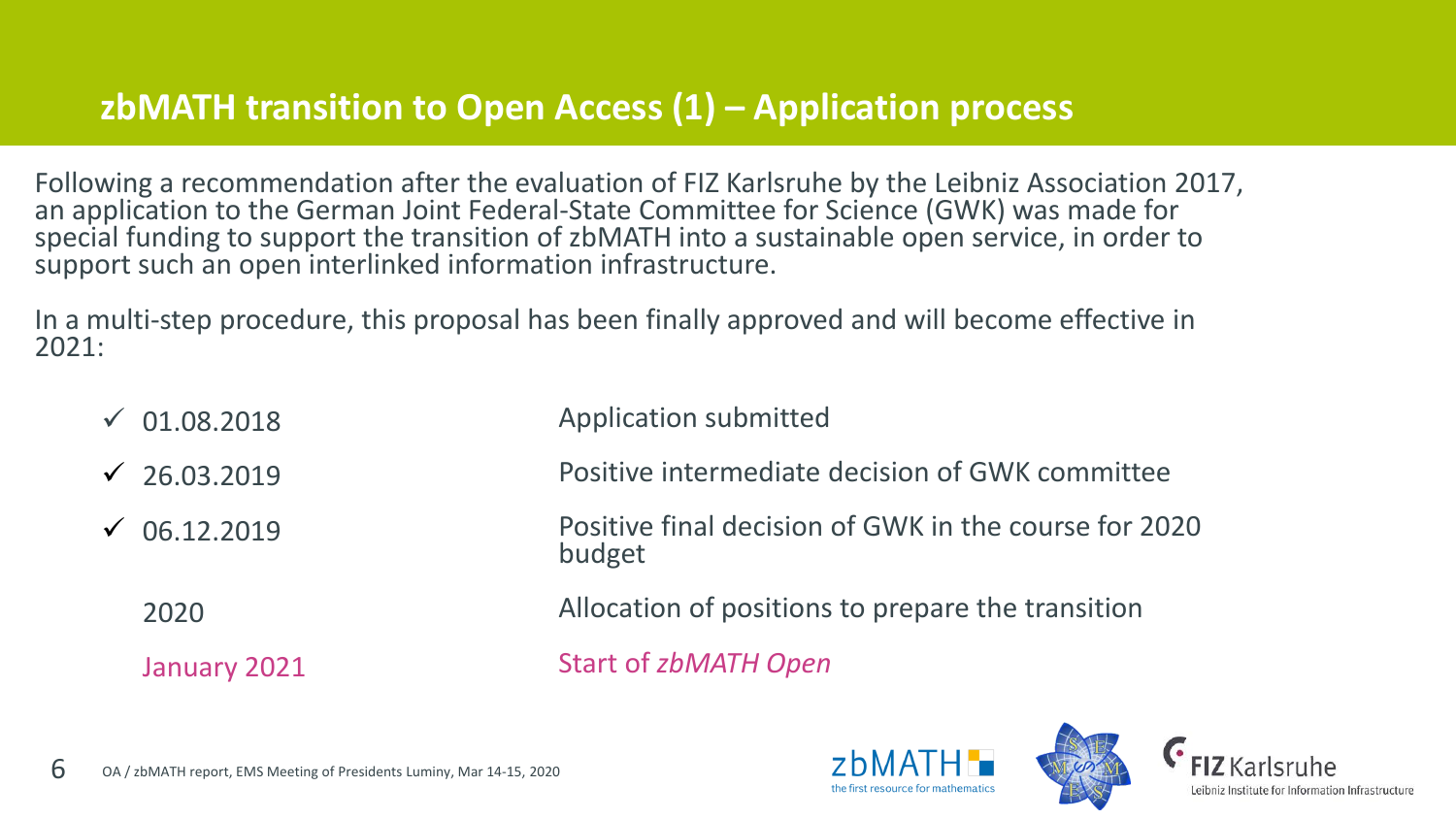## zbMATH transition to Open Access (1) – Application process

Following a recommendation after the evaluation of FIZ Karlsruhe by the Leibniz Association 2017, an application to the German Joint Federal-State Committee for Science (GWK) was made for special funding to support the transition of zbMATH into a sustainable open service, in order to support such an open interlinked information infrastructure.

In a multi-step procedure, this proposal has been finally approved and will become effective in 2021:

| Date | Step |
| --- | --- |
| ✓ 01.08.2018 | Application submitted |
| ✓ 26.03.2019 | Positive intermediate decision of GWK committee |
| ✓ 06.12.2019 | Positive final decision of GWK in the course for 2020 budget |
| 2020 | Allocation of positions to prepare the transition |
| January 2021 | Start of *zbMATH Open* |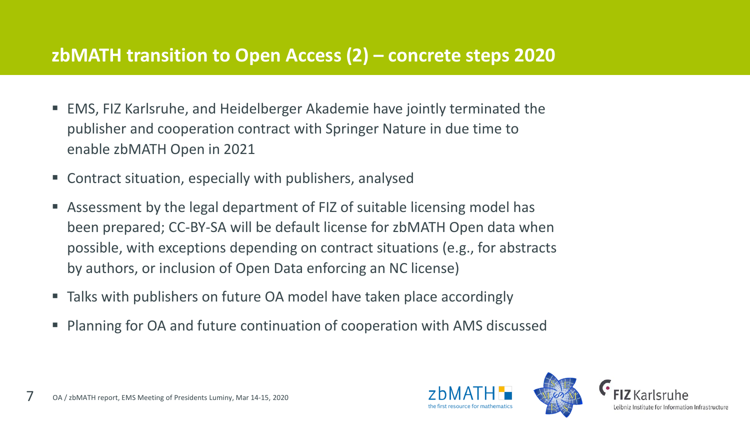## zbMATH transition to Open Access (2) – concrete steps 2020

- EMS, FIZ Karlsruhe, and Heidelberger Akademie have jointly terminated the publisher and cooperation contract with Springer Nature in due time to enable zbMATH Open in 2021
- Contract situation, especially with publishers, analysed
- Assessment by the legal department of FIZ of suitable licensing model has been prepared; CC-BY-SA will be default license for zbMATH Open data when possible, with exceptions depending on contract situations (e.g., for abstracts by authors, or inclusion of Open Data enforcing an NC license)
- Talks with publishers on future OA model have taken place accordingly
- Planning for OA and future continuation of cooperation with AMS discussed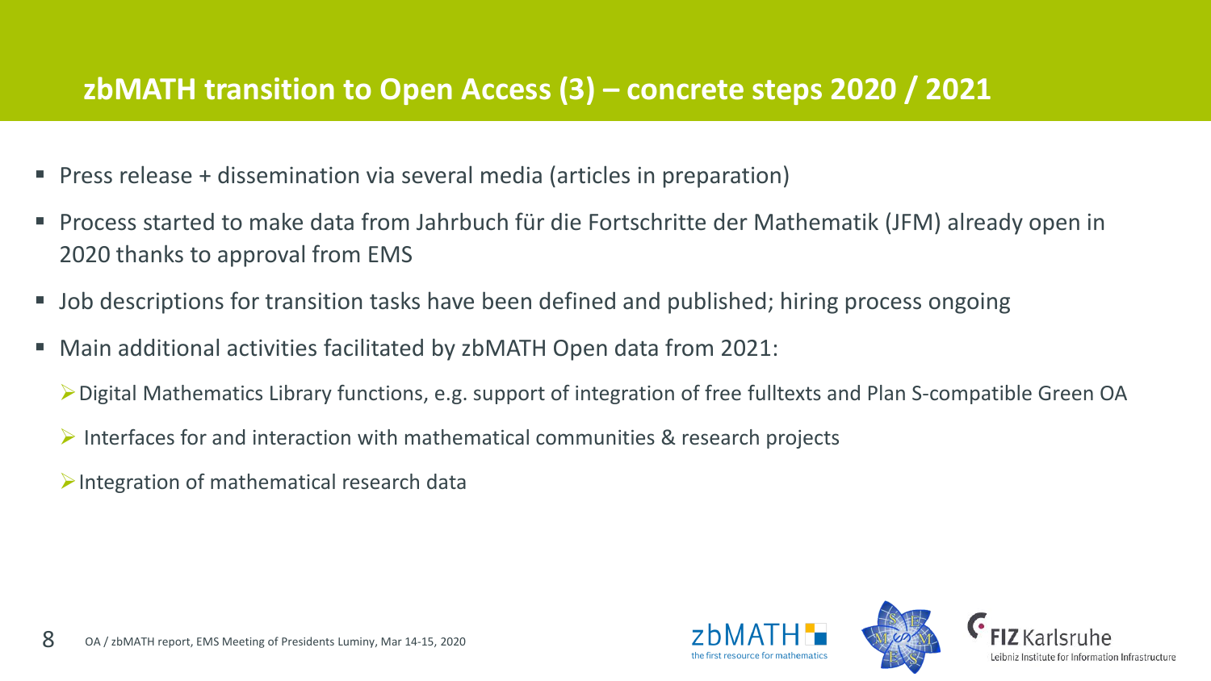# zbMATH transition to Open Access (3) – concrete steps 2020 / 2021

- Press release + dissemination via several media (articles in preparation)
- Process started to make data from Jahrbuch für die Fortschritte der Mathematik (JFM) already open in 2020 thanks to approval from EMS
- Job descriptions for transition tasks have been defined and published; hiring process ongoing
- Main additional activities facilitated by zbMATH Open data from 2021:
  - Digital Mathematics Library functions, e.g. support of integration of free fulltexts and Plan S-compatible Green OA
  - Interfaces for and interaction with mathematical communities & research projects
  - Integration of mathematical research data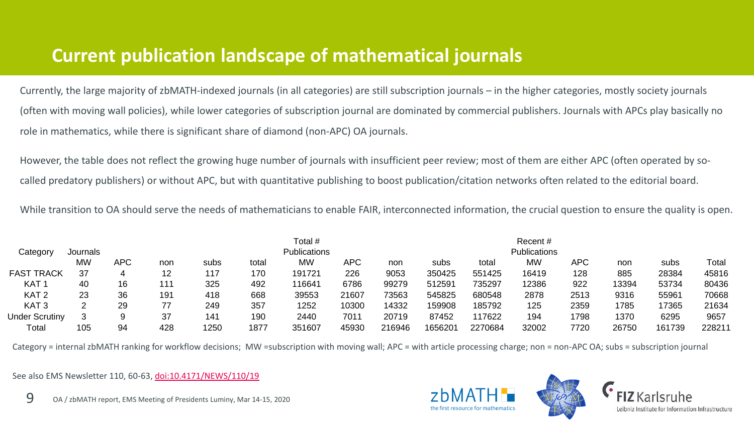# Current publication landscape of mathematical journals

Currently, the large majority of zbMATH-indexed journals (in all categories) are still subscription journals – in the higher categories, mostly society journals (often with moving wall policies), while lower categories of subscription journal are dominated by commercial publishers. Journals with APCs play basically no role in mathematics, while there is significant share of diamond (non-APC) OA journals.

However, the table does not reflect the growing huge number of journals with insufficient peer review; most of them are either APC (often operated by so-called predatory publishers) or without APC, but with quantitative publishing to boost publication/citation networks often related to the editorial board.

While transition to OA should serve the needs of mathematicians to enable FAIR, interconnected information, the crucial question to ensure the quality is open.

| Category | Journals | | | | | Total # Publications | | | | | Recent # Publications | | | | |
|---|---|---|---|---|---|---|---|---|---|---|---|---|---|---|---|
| | MW | APC | non | subs | total | MW | APC | non | subs | total | MW | APC | non | subs | Total |
| FAST TRACK | 37 | 4 | 12 | 117 | 170 | 191721 | 226 | 9053 | 350425 | 551425 | 16419 | 128 | 885 | 28384 | 45816 |
| KAT 1 | 40 | 16 | 111 | 325 | 492 | 116641 | 6786 | 99279 | 512591 | 735297 | 12386 | 922 | 13394 | 53734 | 80436 |
| KAT 2 | 23 | 36 | 191 | 418 | 668 | 39553 | 21607 | 73563 | 545825 | 680548 | 2878 | 2513 | 9316 | 55961 | 70668 |
| KAT 3 | 2 | 29 | 77 | 249 | 357 | 1252 | 10300 | 14332 | 159908 | 185792 | 125 | 2359 | 1785 | 17365 | 21634 |
| Under Scrutiny | 3 | 9 | 37 | 141 | 190 | 2440 | 7011 | 20719 | 87452 | 117622 | 194 | 1798 | 1370 | 6295 | 9657 |
| Total | 105 | 94 | 428 | 1250 | 1877 | 351607 | 45930 | 216946 | 1656201 | 2270684 | 32002 | 7720 | 26750 | 161739 | 228211 |

Category = internal zbMATH ranking for workflow decisions; MW =subscription with moving wall; APC = with article processing charge; non = non-APC OA; subs = subscription journal

See also EMS Newsletter 110, 60-63, doi:10.4171/NEWS/110/19

OA / zbMATH report, EMS Meeting of Presidents Luminy, Mar 14-15, 2020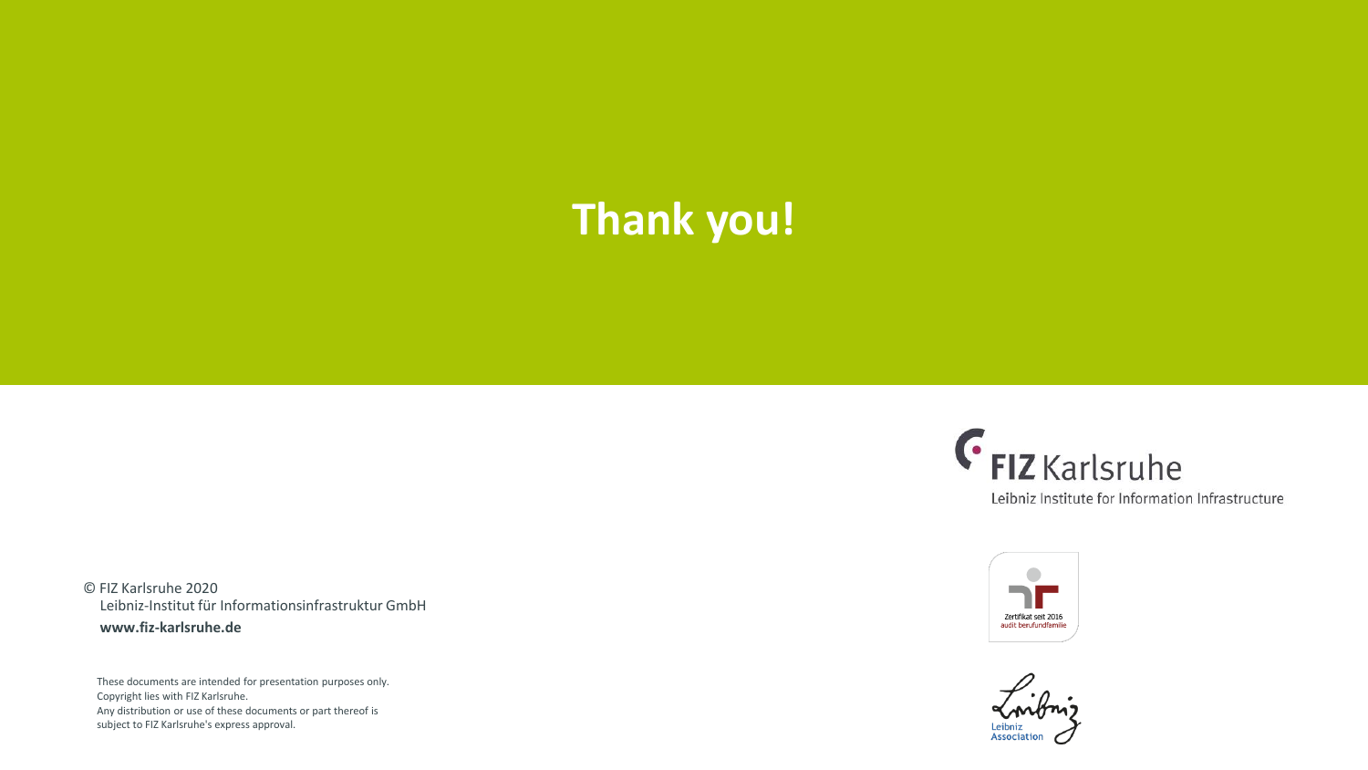# Thank you!

FIZ Karlsruhe

Leibniz Institute for Information Infrastructure

© FIZ Karlsruhe 2020
Leibniz-Institut für Informationsinfrastruktur GmbH
**www.fiz-karlsruhe.de**

Zertifikat seit 2016
audit berufundfamilie

These documents are intended for presentation purposes only.
Copyright lies with FIZ Karlsruhe.
Any distribution or use of these documents or part thereof is subject to FIZ Karlsruhe's express approval.

Leibniz Association